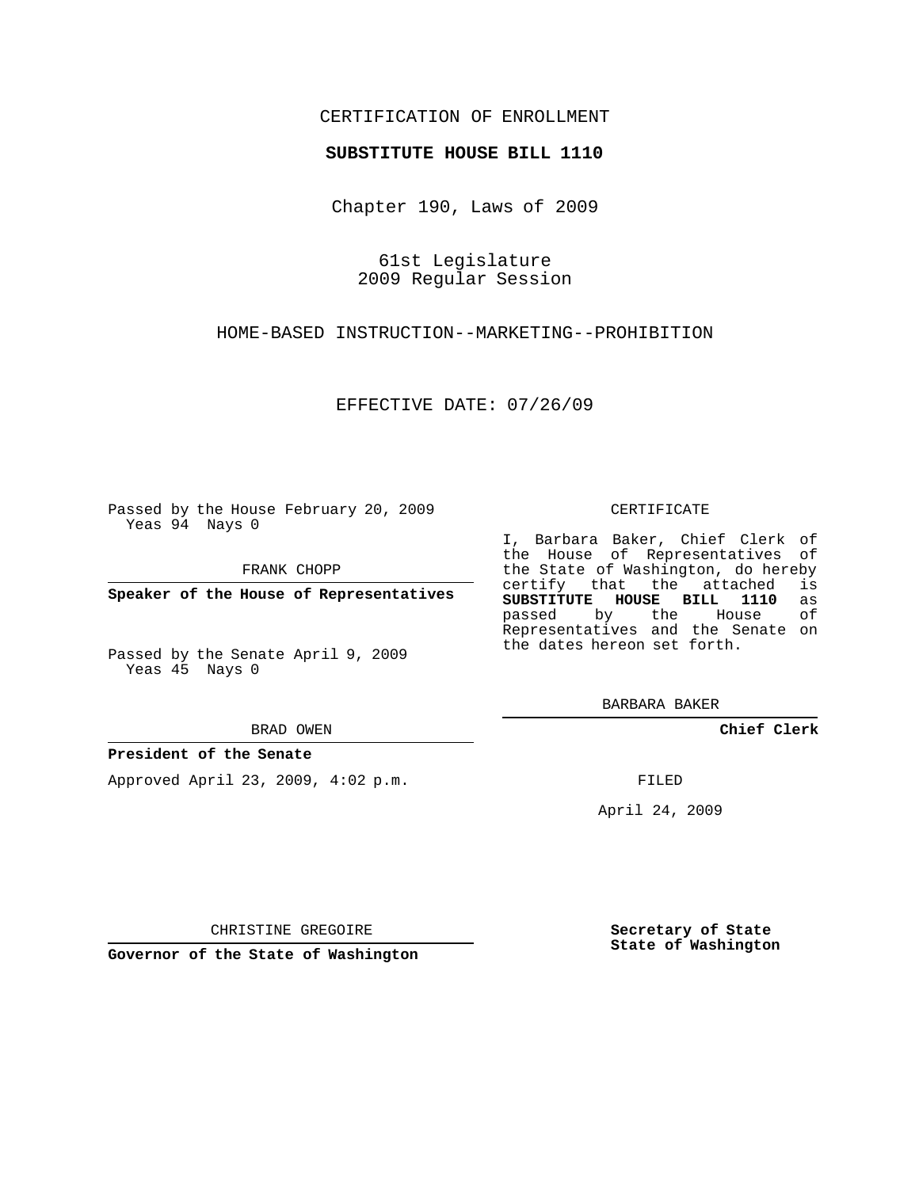CERTIFICATION OF ENROLLMENT

**SUBSTITUTE HOUSE BILL 1110**

Chapter 190, Laws of 2009

61st Legislature
2009 Regular Session

HOME-BASED INSTRUCTION--MARKETING--PROHIBITION

EFFECTIVE DATE: 07/26/09

Passed by the House February 20, 2009
Yeas 94 Nays 0

FRANK CHOPP

**Speaker of the House of Representatives**

Passed by the Senate April 9, 2009
Yeas 45 Nays 0

BRAD OWEN

**President of the Senate**

Approved April 23, 2009, 4:02 p.m.

CHRISTINE GREGOIRE

**Governor of the State of Washington**

CERTIFICATE

I, Barbara Baker, Chief Clerk of the House of Representatives of the State of Washington, do hereby certify that the attached is **SUBSTITUTE HOUSE BILL 1110** as passed by the House of Representatives and the Senate on the dates hereon set forth.

BARBARA BAKER

**Chief Clerk**

FILED

April 24, 2009

**Secretary of State**
**State of Washington**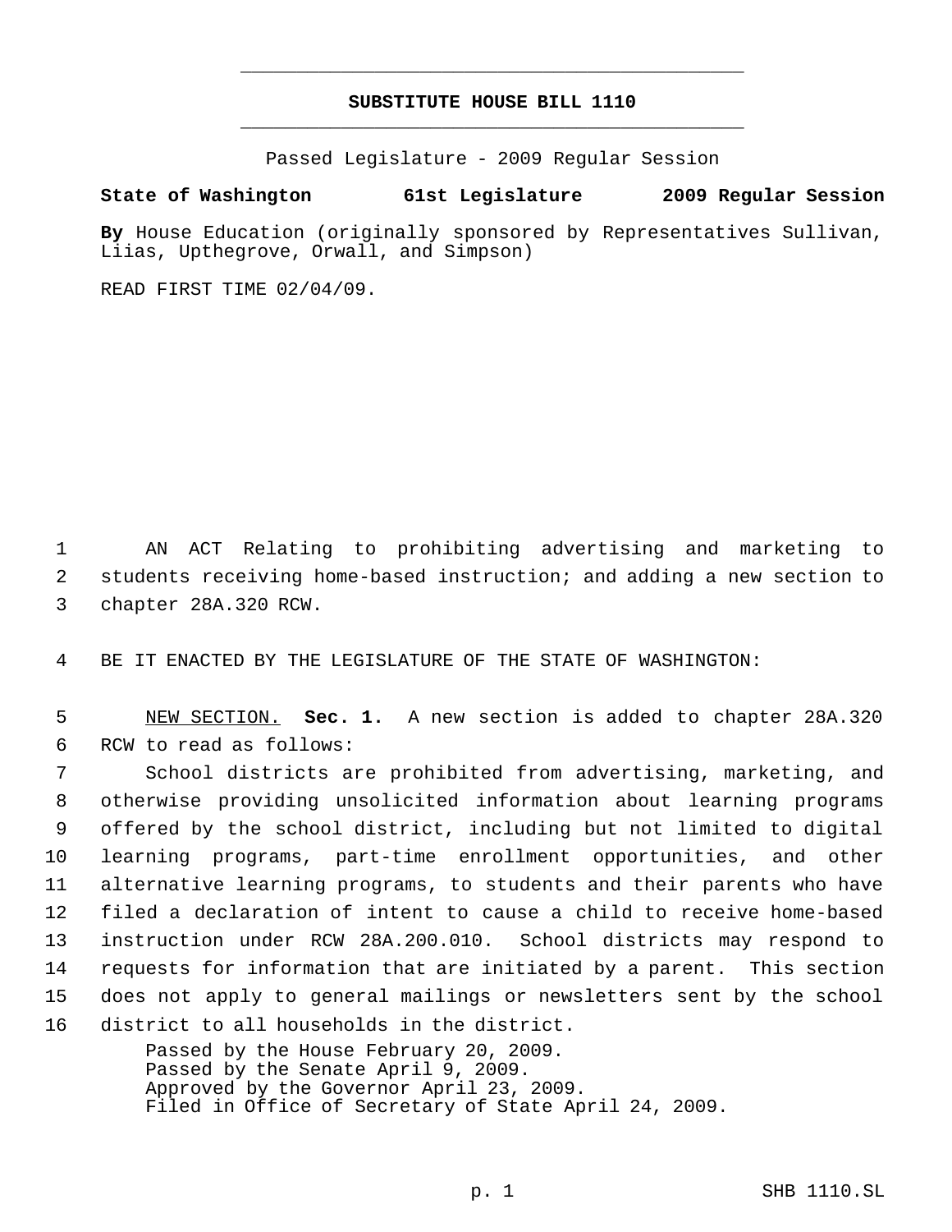# SUBSTITUTE HOUSE BILL 1110

Passed Legislature - 2009 Regular Session

**State of Washington 61st Legislature 2009 Regular Session**

**By** House Education (originally sponsored by Representatives Sullivan, Liias, Upthegrove, Orwall, and Simpson)

READ FIRST TIME 02/04/09.

AN ACT Relating to prohibiting advertising and marketing to students receiving home-based instruction; and adding a new section to chapter 28A.320 RCW.

BE IT ENACTED BY THE LEGISLATURE OF THE STATE OF WASHINGTON:

NEW SECTION. **Sec. 1.** A new section is added to chapter 28A.320 RCW to read as follows:

School districts are prohibited from advertising, marketing, and otherwise providing unsolicited information about learning programs offered by the school district, including but not limited to digital learning programs, part-time enrollment opportunities, and other alternative learning programs, to students and their parents who have filed a declaration of intent to cause a child to receive home-based instruction under RCW 28A.200.010. School districts may respond to requests for information that are initiated by a parent. This section does not apply to general mailings or newsletters sent by the school district to all households in the district.

Passed by the House February 20, 2009.
Passed by the Senate April 9, 2009.
Approved by the Governor April 23, 2009.
Filed in Office of Secretary of State April 24, 2009.